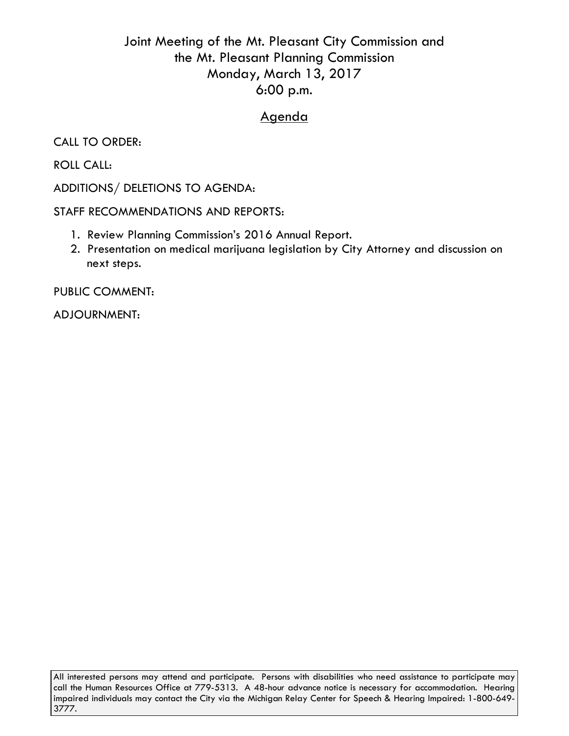# Joint Meeting of the Mt. Pleasant City Commission and the Mt. Pleasant Planning Commission
## Monday, March 13, 2017
## 6:00 p.m.

## Agenda

CALL TO ORDER:

ROLL CALL:

ADDITIONS/ DELETIONS TO AGENDA:

STAFF RECOMMENDATIONS AND REPORTS:

1. Review Planning Commission's 2016 Annual Report.
2. Presentation on medical marijuana legislation by City Attorney and discussion on next steps.

PUBLIC COMMENT:

ADJOURNMENT:

All interested persons may attend and participate. Persons with disabilities who need assistance to participate may call the Human Resources Office at 779-5313. A 48-hour advance notice is necessary for accommodation. Hearing impaired individuals may contact the City via the Michigan Relay Center for Speech & Hearing Impaired: 1-800-649-3777.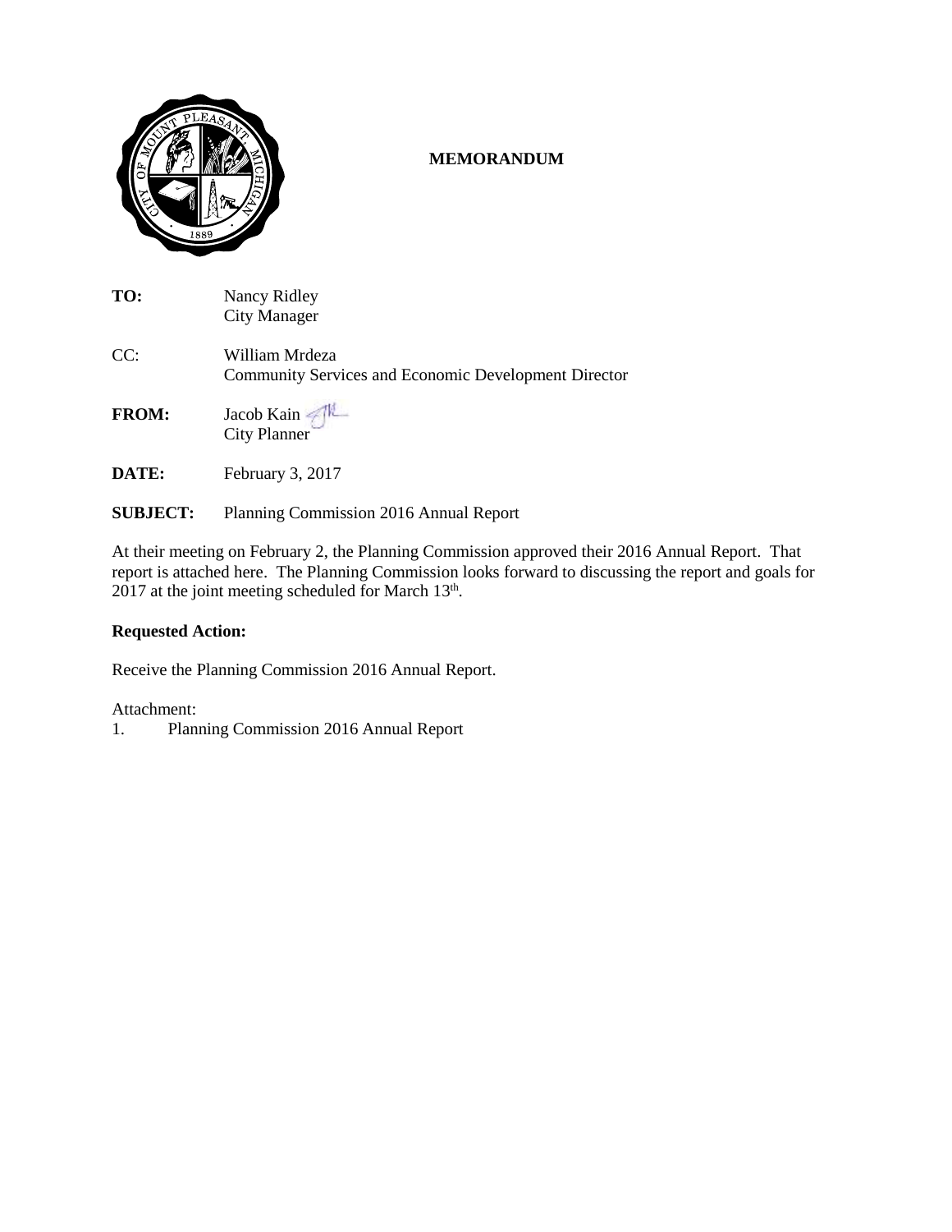# MEMORANDUM

**TO:** Nancy Ridley
City Manager

CC: William Mrdeza
Community Services and Economic Development Director

**FROM:** Jacob Kain
City Planner

**DATE:** February 3, 2017

**SUBJECT:** Planning Commission 2016 Annual Report

At their meeting on February 2, the Planning Commission approved their 2016 Annual Report. That report is attached here. The Planning Commission looks forward to discussing the report and goals for 2017 at the joint meeting scheduled for March 13th.

**Requested Action:**

Receive the Planning Commission 2016 Annual Report.

Attachment:

1. Planning Commission 2016 Annual Report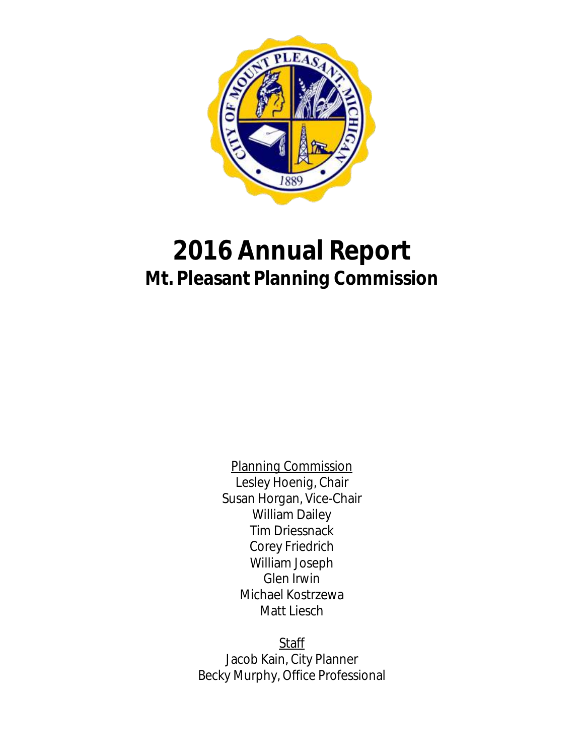# 2016 Annual Report

## Mt. Pleasant Planning Commission

Planning Commission

Lesley Hoenig, Chair

Susan Horgan, Vice-Chair

William Dailey

Tim Driessnack

Corey Friedrich

William Joseph

Glen Irwin

Michael Kostrzewa

Matt Liesch

Staff

Jacob Kain, City Planner

Becky Murphy, Office Professional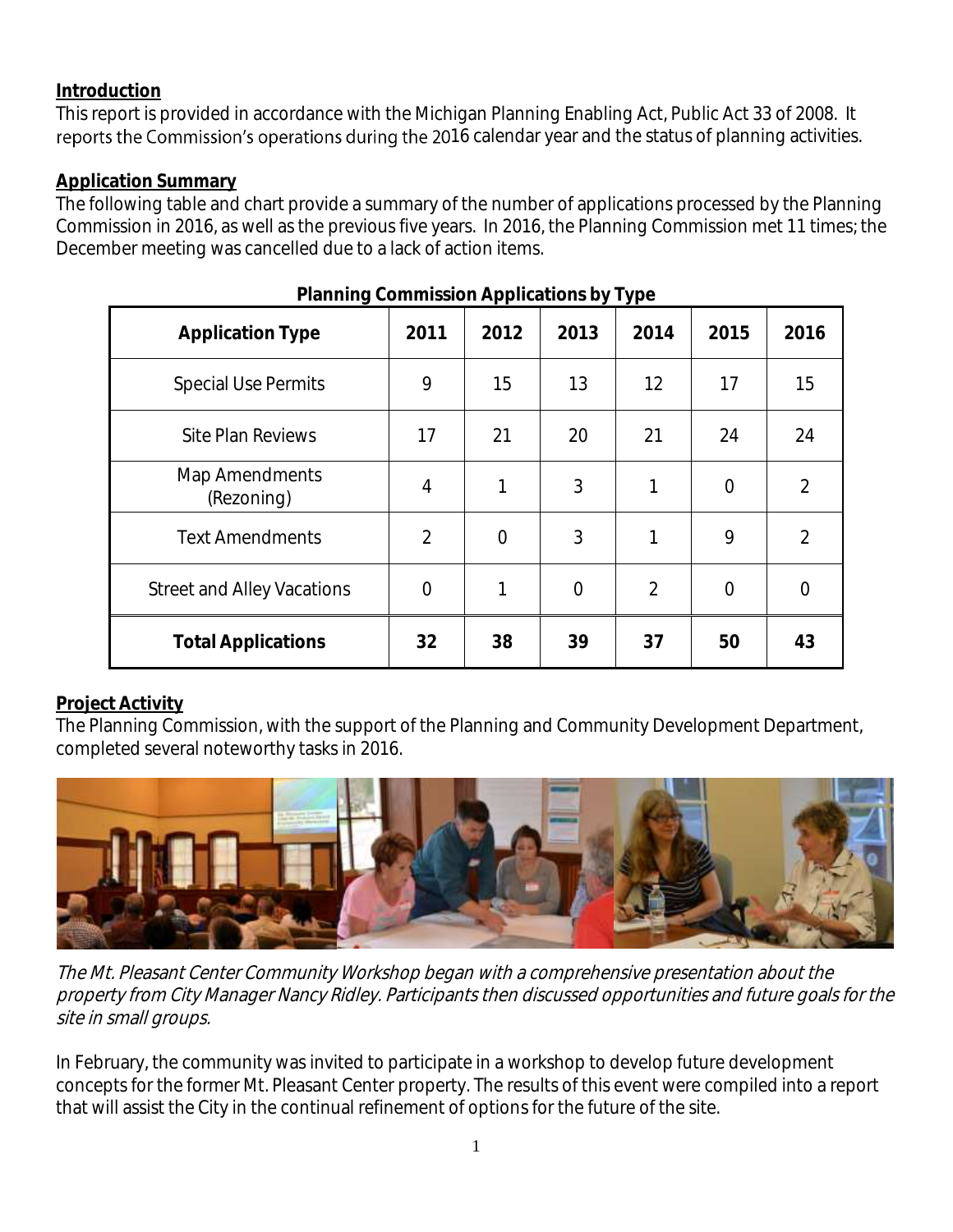## Introduction

This report is provided in accordance with the Michigan Planning Enabling Act, Public Act 33 of 2008. It reports the Commission's operations during the 2016 calendar year and the status of planning activities.

## Application Summary

The following table and chart provide a summary of the number of applications processed by the Planning Commission in 2016, as well as the previous five years. In 2016, the Planning Commission met 11 times; the December meeting was cancelled due to a lack of action items.

**Planning Commission Applications by Type**

| Application Type | 2011 | 2012 | 2013 | 2014 | 2015 | 2016 |
|---|---|---|---|---|---|---|
| Special Use Permits | 9 | 15 | 13 | 12 | 17 | 15 |
| Site Plan Reviews | 17 | 21 | 20 | 21 | 24 | 24 |
| Map Amendments (Rezoning) | 4 | 1 | 3 | 1 | 0 | 2 |
| Text Amendments | 2 | 0 | 3 | 1 | 9 | 2 |
| Street and Alley Vacations | 0 | 1 | 0 | 2 | 0 | 0 |
| **Total Applications** | **32** | **38** | **39** | **37** | **50** | **43** |

## Project Activity

The Planning Commission, with the support of the Planning and Community Development Department, completed several noteworthy tasks in 2016.

*The Mt. Pleasant Center Community Workshop began with a comprehensive presentation about the property from City Manager Nancy Ridley. Participants then discussed opportunities and future goals for the site in small groups.*

In February, the community was invited to participate in a workshop to develop future development concepts for the former Mt. Pleasant Center property. The results of this event were compiled into a report that will assist the City in the continual refinement of options for the future of the site.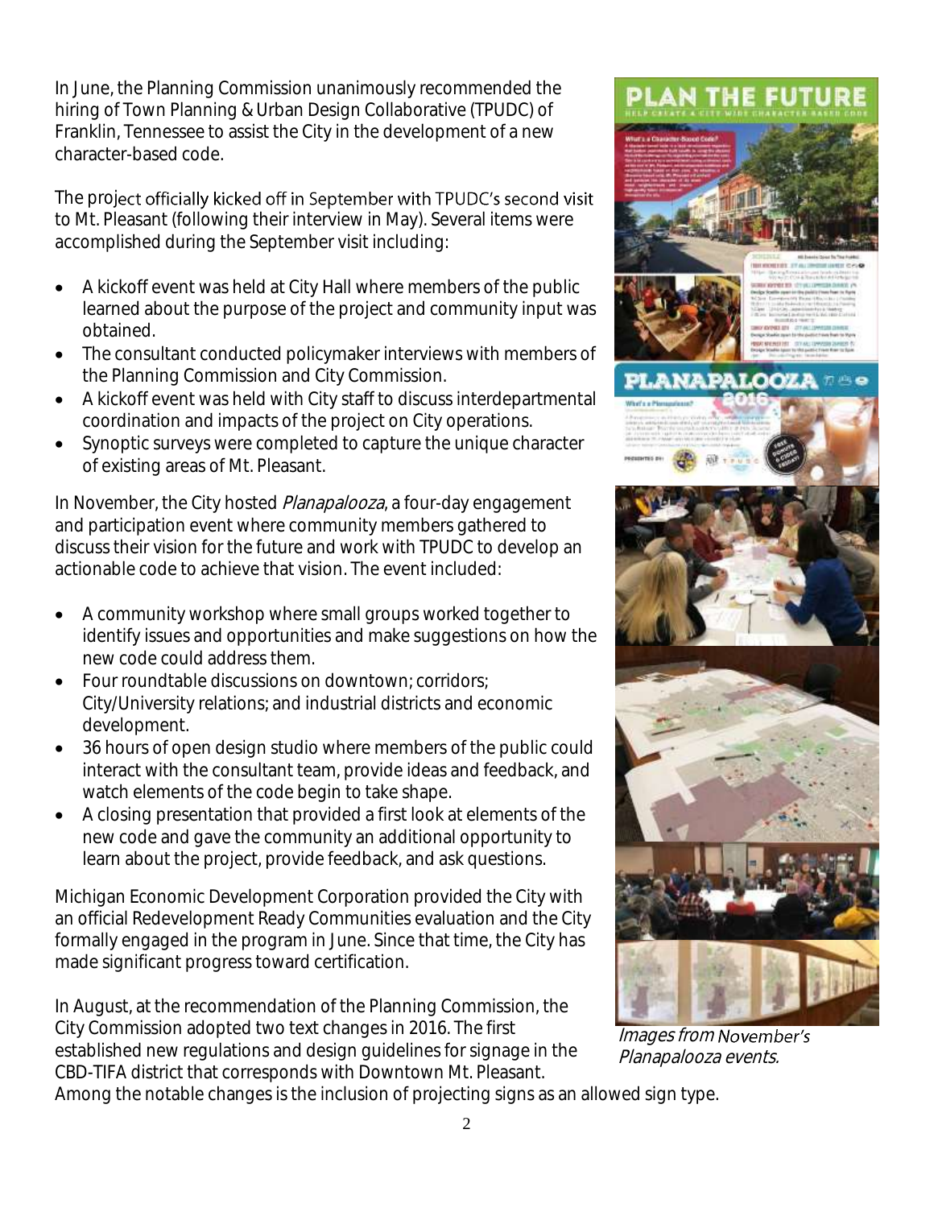In June, the Planning Commission unanimously recommended the hiring of Town Planning & Urban Design Collaborative (TPUDC) of Franklin, Tennessee to assist the City in the development of a new character-based code.

The project officially kicked off in September with TPUDC's second visit to Mt. Pleasant (following their interview in May). Several items were accomplished during the September visit including:

- A kickoff event was held at City Hall where members of the public learned about the purpose of the project and community input was obtained.
- The consultant conducted policymaker interviews with members of the Planning Commission and City Commission.
- A kickoff event was held with City staff to discuss interdepartmental coordination and impacts of the project on City operations.
- Synoptic surveys were completed to capture the unique character of existing areas of Mt. Pleasant.

In November, the City hosted *Planapalooza*, a four-day engagement and participation event where community members gathered to discuss their vision for the future and work with TPUDC to develop an actionable code to achieve that vision. The event included:

- A community workshop where small groups worked together to identify issues and opportunities and make suggestions on how the new code could address them.
- Four roundtable discussions on downtown; corridors; City/University relations; and industrial districts and economic development.
- 36 hours of open design studio where members of the public could interact with the consultant team, provide ideas and feedback, and watch elements of the code begin to take shape.
- A closing presentation that provided a first look at elements of the new code and gave the community an additional opportunity to learn about the project, provide feedback, and ask questions.

Michigan Economic Development Corporation provided the City with an official Redevelopment Ready Communities evaluation and the City formally engaged in the program in June. Since that time, the City has made significant progress toward certification.

In August, at the recommendation of the Planning Commission, the City Commission adopted two text changes in 2016. The first established new regulations and design guidelines for signage in the CBD-TIFA district that corresponds with Downtown Mt. Pleasant. Among the notable changes is the inclusion of projecting signs as an allowed sign type.

*Images from November's Planapalooza events.*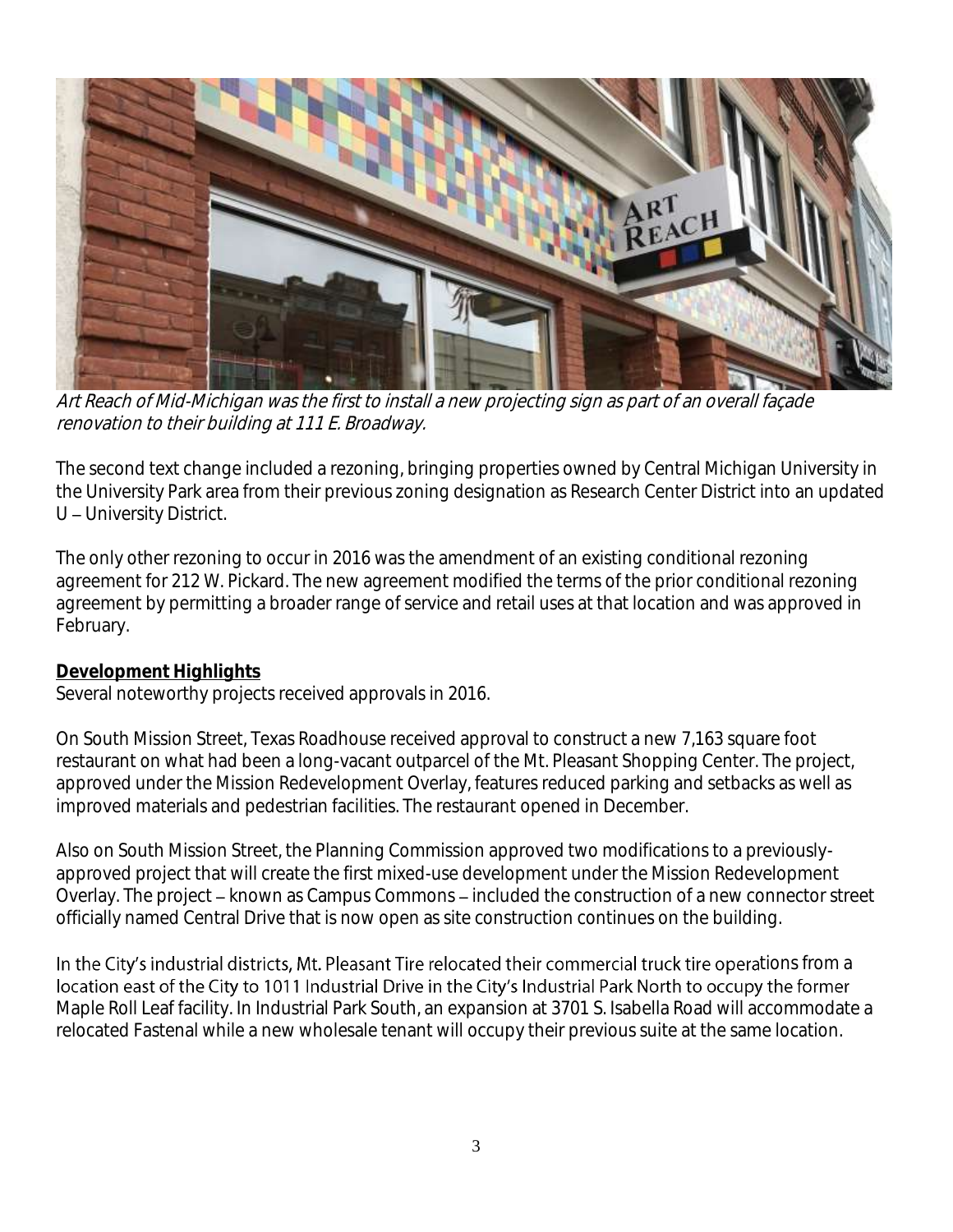*Art Reach of Mid-Michigan was the first to install a new projecting sign as part of an overall façade renovation to their building at 111 E. Broadway.*

The second text change included a rezoning, bringing properties owned by Central Michigan University in the University Park area from their previous zoning designation as Research Center District into an updated U – University District.

The only other rezoning to occur in 2016 was the amendment of an existing conditional rezoning agreement for 212 W. Pickard. The new agreement modified the terms of the prior conditional rezoning agreement by permitting a broader range of service and retail uses at that location and was approved in February.

**Development Highlights**

Several noteworthy projects received approvals in 2016.

On South Mission Street, Texas Roadhouse received approval to construct a new 7,163 square foot restaurant on what had been a long-vacant outparcel of the Mt. Pleasant Shopping Center. The project, approved under the Mission Redevelopment Overlay, features reduced parking and setbacks as well as improved materials and pedestrian facilities. The restaurant opened in December.

Also on South Mission Street, the Planning Commission approved two modifications to a previously-approved project that will create the first mixed-use development under the Mission Redevelopment Overlay. The project – known as Campus Commons – included the construction of a new connector street officially named Central Drive that is now open as site construction continues on the building.

In the City's industrial districts, Mt. Pleasant Tire relocated their commercial truck tire operations from a location east of the City to 1011 Industrial Drive in the City's Industrial Park North to occupy the former Maple Roll Leaf facility. In Industrial Park South, an expansion at 3701 S. Isabella Road will accommodate a relocated Fastenal while a new wholesale tenant will occupy their previous suite at the same location.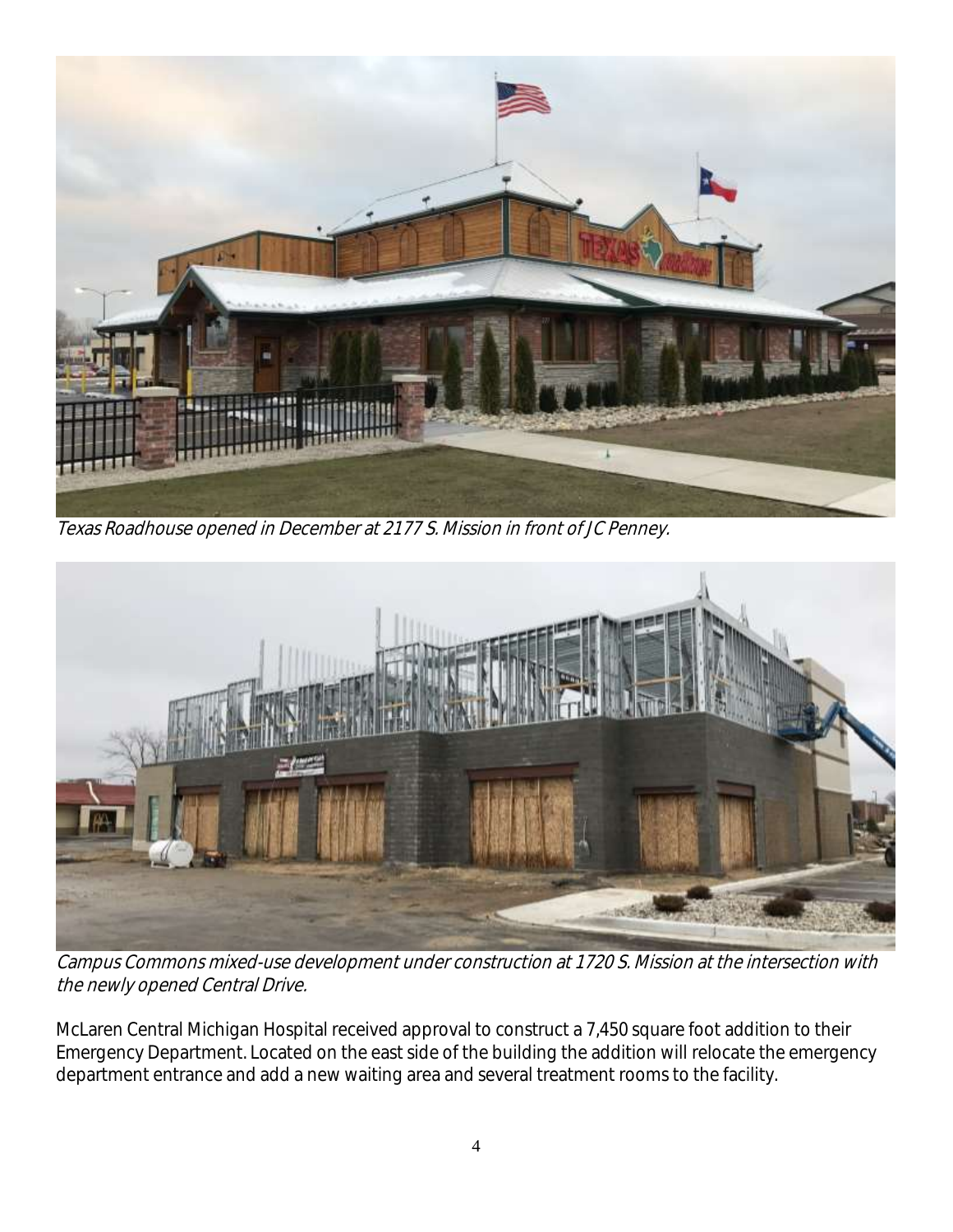*Texas Roadhouse opened in December at 2177 S. Mission in front of JC Penney.*

*Campus Commons mixed-use development under construction at 1720 S. Mission at the intersection with the newly opened Central Drive.*

McLaren Central Michigan Hospital received approval to construct a 7,450 square foot addition to their Emergency Department. Located on the east side of the building the addition will relocate the emergency department entrance and add a new waiting area and several treatment rooms to the facility.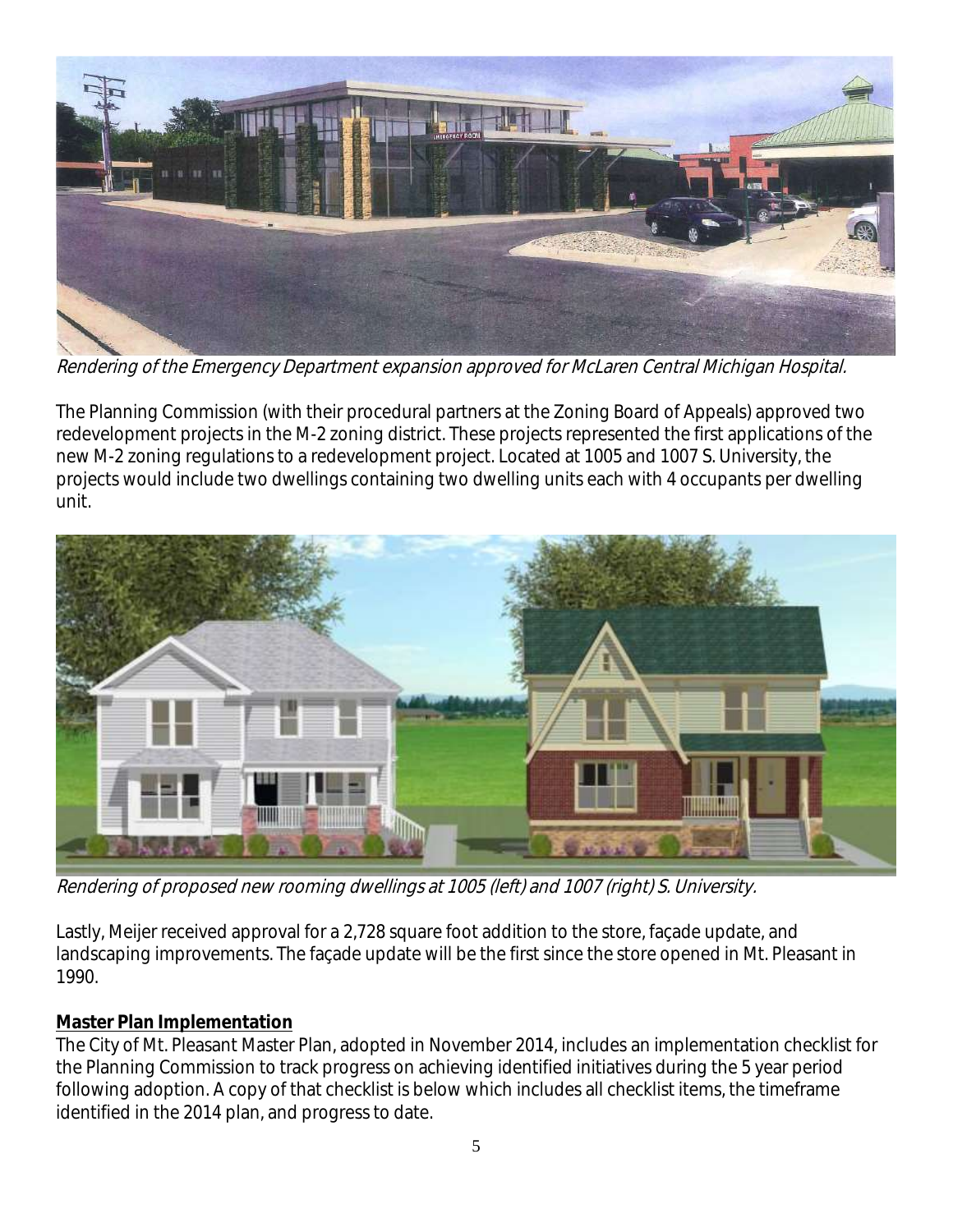*Rendering of the Emergency Department expansion approved for McLaren Central Michigan Hospital.*

The Planning Commission (with their procedural partners at the Zoning Board of Appeals) approved two redevelopment projects in the M-2 zoning district. These projects represented the first applications of the new M-2 zoning regulations to a redevelopment project. Located at 1005 and 1007 S. University, the projects would include two dwellings containing two dwelling units each with 4 occupants per dwelling unit.

*Rendering of proposed new rooming dwellings at 1005 (left) and 1007 (right) S. University.*

Lastly, Meijer received approval for a 2,728 square foot addition to the store, façade update, and landscaping improvements. The façade update will be the first since the store opened in Mt. Pleasant in 1990.

**Master Plan Implementation**

The City of Mt. Pleasant Master Plan, adopted in November 2014, includes an implementation checklist for the Planning Commission to track progress on achieving identified initiatives during the 5 year period following adoption. A copy of that checklist is below which includes all checklist items, the timeframe identified in the 2014 plan, and progress to date.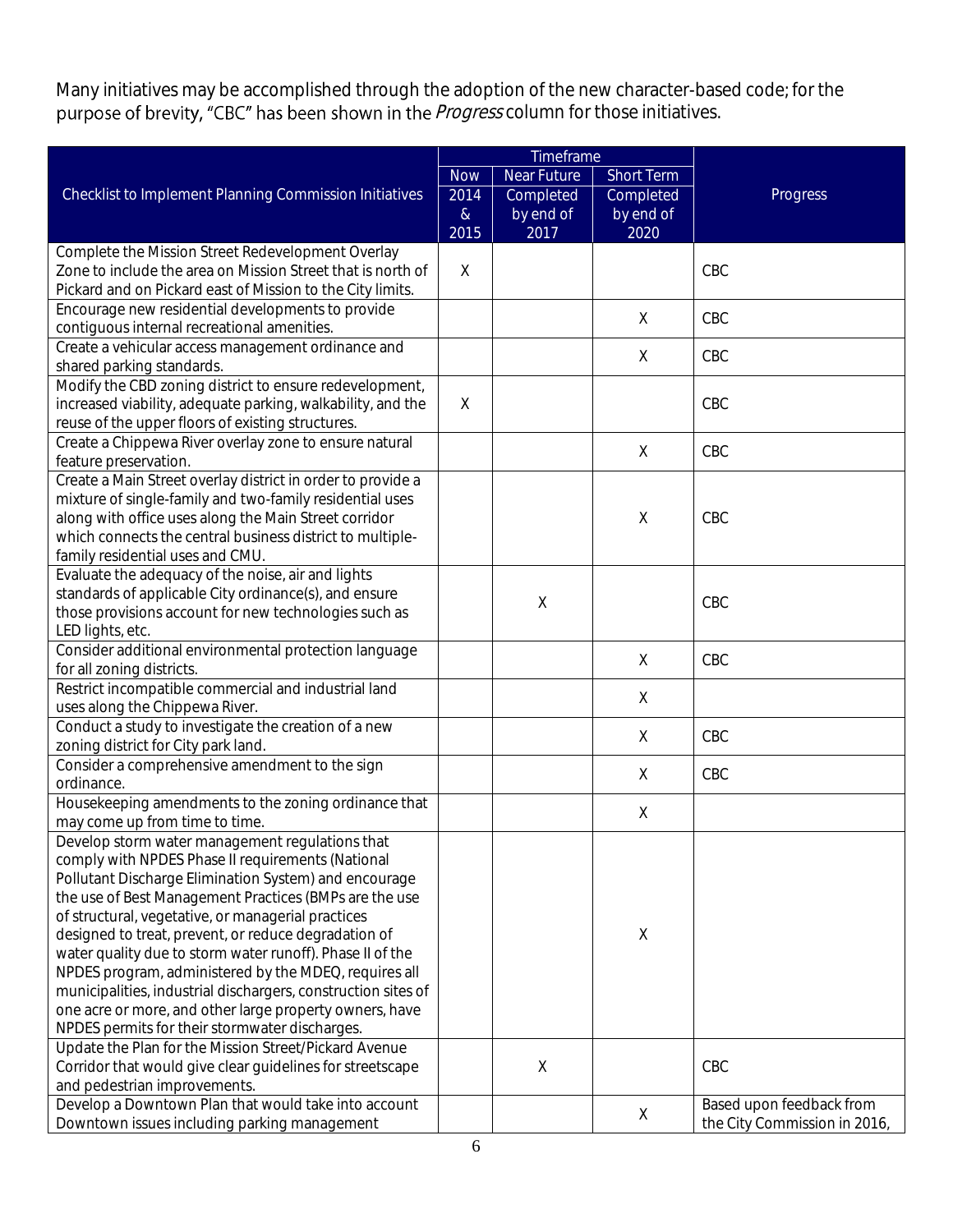Many initiatives may be accomplished through the adoption of the new character-based code; for the purpose of brevity, "CBC" has been shown in the *Progress* column for those initiatives.

| Checklist to Implement Planning Commission Initiatives | Timeframe | | | Progress |
|---|---|---|---|---|
| | Now 2014 & 2015 | Near Future Completed by end of 2017 | Short Term Completed by end of 2020 | |
| Complete the Mission Street Redevelopment Overlay Zone to include the area on Mission Street that is north of Pickard and on Pickard east of Mission to the City limits. | X | | | CBC |
| Encourage new residential developments to provide contiguous internal recreational amenities. | | | X | CBC |
| Create a vehicular access management ordinance and shared parking standards. | | | X | CBC |
| Modify the CBD zoning district to ensure redevelopment, increased viability, adequate parking, walkability, and the reuse of the upper floors of existing structures. | X | | | CBC |
| Create a Chippewa River overlay zone to ensure natural feature preservation. | | | X | CBC |
| Create a Main Street overlay district in order to provide a mixture of single-family and two-family residential uses along with office uses along the Main Street corridor which connects the central business district to multiple-family residential uses and CMU. | | | X | CBC |
| Evaluate the adequacy of the noise, air and lights standards of applicable City ordinance(s), and ensure those provisions account for new technologies such as LED lights, etc. | | X | | CBC |
| Consider additional environmental protection language for all zoning districts. | | | X | CBC |
| Restrict incompatible commercial and industrial land uses along the Chippewa River. | | | X | |
| Conduct a study to investigate the creation of a new zoning district for City park land. | | | X | CBC |
| Consider a comprehensive amendment to the sign ordinance. | | | X | CBC |
| Housekeeping amendments to the zoning ordinance that may come up from time to time. | | | X | |
| Develop storm water management regulations that comply with NPDES Phase II requirements (National Pollutant Discharge Elimination System) and encourage the use of Best Management Practices (BMPs are the use of structural, vegetative, or managerial practices designed to treat, prevent, or reduce degradation of water quality due to storm water runoff). Phase II of the NPDES program, administered by the MDEQ, requires all municipalities, industrial dischargers, construction sites of one acre or more, and other large property owners, have NPDES permits for their stormwater discharges. | | | X | |
| Update the Plan for the Mission Street/Pickard Avenue Corridor that would give clear guidelines for streetscape and pedestrian improvements. | | X | | CBC |
| Develop a Downtown Plan that would take into account Downtown issues including parking management | | | X | Based upon feedback from the City Commission in 2016, |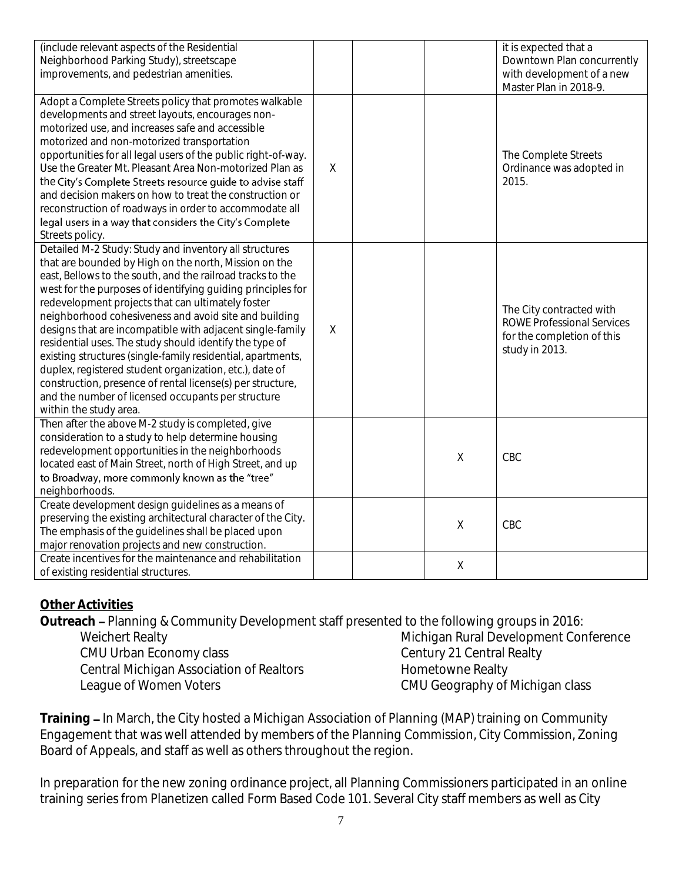| | | | | |
|---|---|---|---|---|
| (include relevant aspects of the Residential Neighborhood Parking Study), streetscape improvements, and pedestrian amenities. | | | | it is expected that a Downtown Plan concurrently with development of a new Master Plan in 2018-9. |
| Adopt a Complete Streets policy that promotes walkable developments and street layouts, encourages non-motorized use, and increases safe and accessible motorized and non-motorized transportation opportunities for all legal users of the public right-of-way. Use the Greater Mt. Pleasant Area Non-motorized Plan as the City's Complete Streets resource guide to advise staff and decision makers on how to treat the construction or reconstruction of roadways in order to accommodate all legal users in a way that considers the City's Complete Streets policy. | X | | | The Complete Streets Ordinance was adopted in 2015. |
| Detailed M-2 Study: Study and inventory all structures that are bounded by High on the north, Mission on the east, Bellows to the south, and the railroad tracks to the west for the purposes of identifying guiding principles for redevelopment projects that can ultimately foster neighborhood cohesiveness and avoid site and building designs that are incompatible with adjacent single-family residential uses. The study should identify the type of existing structures (single-family residential, apartments, duplex, registered student organization, etc.), date of construction, presence of rental license(s) per structure, and the number of licensed occupants per structure within the study area. | X | | | The City contracted with ROWE Professional Services for the completion of this study in 2013. |
| Then after the above M-2 study is completed, give consideration to a study to help determine housing redevelopment opportunities in the neighborhoods located east of Main Street, north of High Street, and up to Broadway, more commonly known as the "tree" neighborhoods. | | | X | CBC |
| Create development design guidelines as a means of preserving the existing architectural character of the City. The emphasis of the guidelines shall be placed upon major renovation projects and new construction. | | | X | CBC |
| Create incentives for the maintenance and rehabilitation of existing residential structures. | | | X | |

## Other Activities

**Outreach** – Planning & Community Development staff presented to the following groups in 2016:

- Weichert Realty
- CMU Urban Economy class
- Central Michigan Association of Realtors
- League of Women Voters
- Michigan Rural Development Conference
- Century 21 Central Realty
- Hometowne Realty
- CMU Geography of Michigan class

**Training** – In March, the City hosted a Michigan Association of Planning (MAP) training on Community Engagement that was well attended by members of the Planning Commission, City Commission, Zoning Board of Appeals, and staff as well as others throughout the region.

In preparation for the new zoning ordinance project, all Planning Commissioners participated in an online training series from Planetizen called Form Based Code 101. Several City staff members as well as City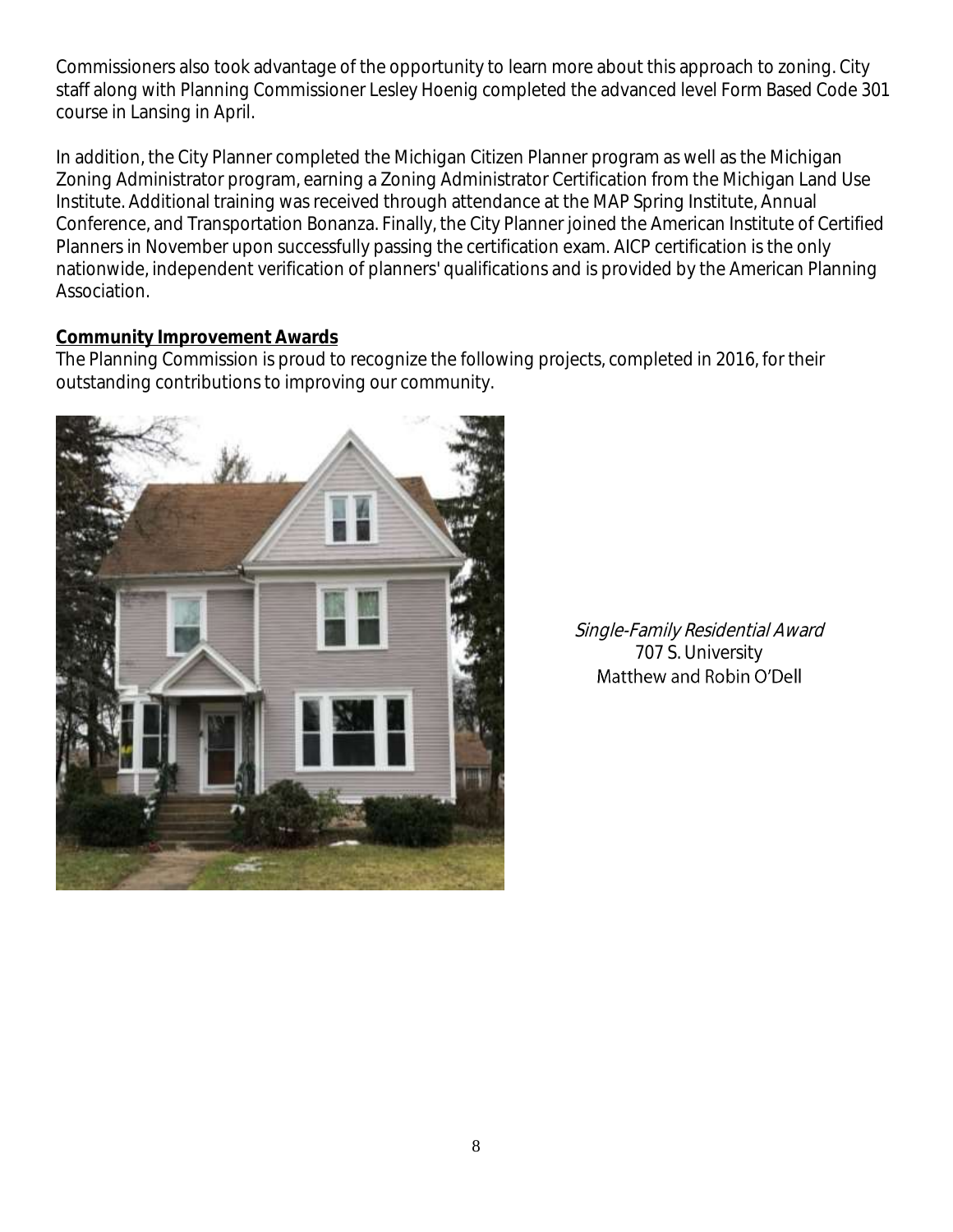Commissioners also took advantage of the opportunity to learn more about this approach to zoning. City staff along with Planning Commissioner Lesley Hoenig completed the advanced level Form Based Code 301 course in Lansing in April.

In addition, the City Planner completed the Michigan Citizen Planner program as well as the Michigan Zoning Administrator program, earning a Zoning Administrator Certification from the Michigan Land Use Institute. Additional training was received through attendance at the MAP Spring Institute, Annual Conference, and Transportation Bonanza. Finally, the City Planner joined the American Institute of Certified Planners in November upon successfully passing the certification exam. AICP certification is the only nationwide, independent verification of planners' qualifications and is provided by the American Planning Association.

**Community Improvement Awards**

The Planning Commission is proud to recognize the following projects, completed in 2016, for their outstanding contributions to improving our community.

*Single-Family Residential Award*
707 S. University
Matthew and Robin O'Dell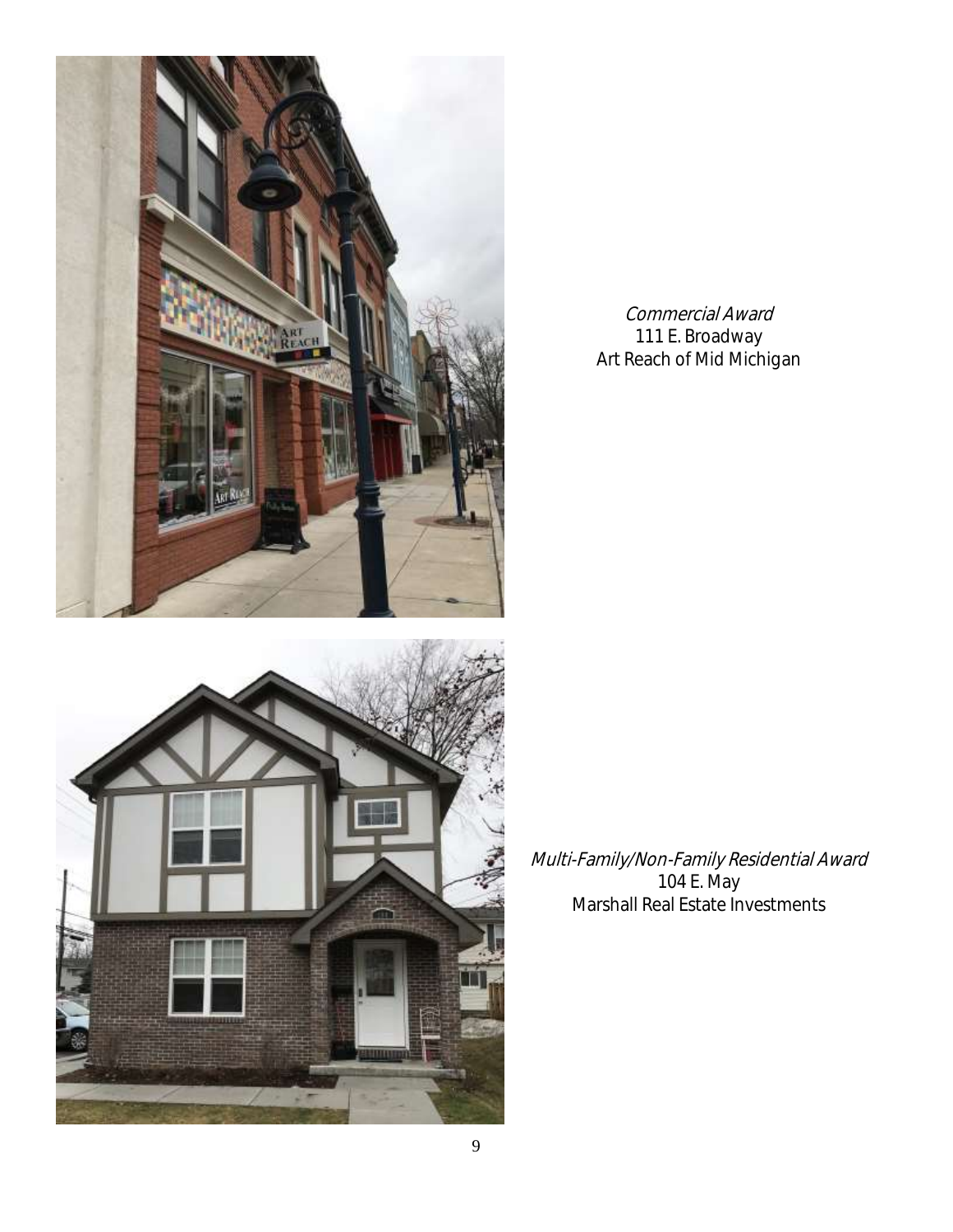*Commercial Award*
111 E. Broadway
Art Reach of Mid Michigan

*Multi-Family/Non-Family Residential Award*
104 E. May
Marshall Real Estate Investments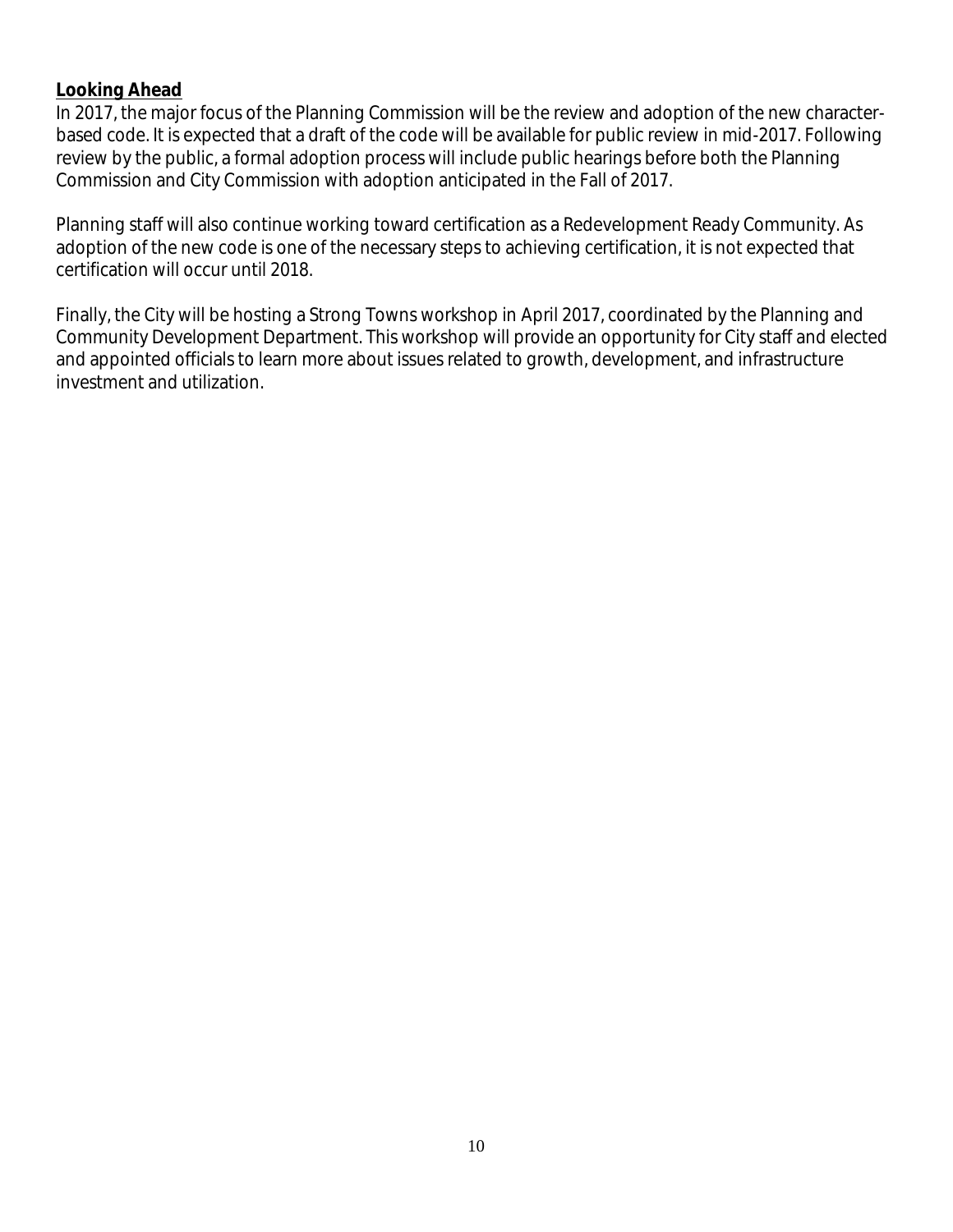## **Looking Ahead**

In 2017, the major focus of the Planning Commission will be the review and adoption of the new character-based code. It is expected that a draft of the code will be available for public review in mid-2017. Following review by the public, a formal adoption process will include public hearings before both the Planning Commission and City Commission with adoption anticipated in the Fall of 2017.

Planning staff will also continue working toward certification as a Redevelopment Ready Community. As adoption of the new code is one of the necessary steps to achieving certification, it is not expected that certification will occur until 2018.

Finally, the City will be hosting a Strong Towns workshop in April 2017, coordinated by the Planning and Community Development Department. This workshop will provide an opportunity for City staff and elected and appointed officials to learn more about issues related to growth, development, and infrastructure investment and utilization.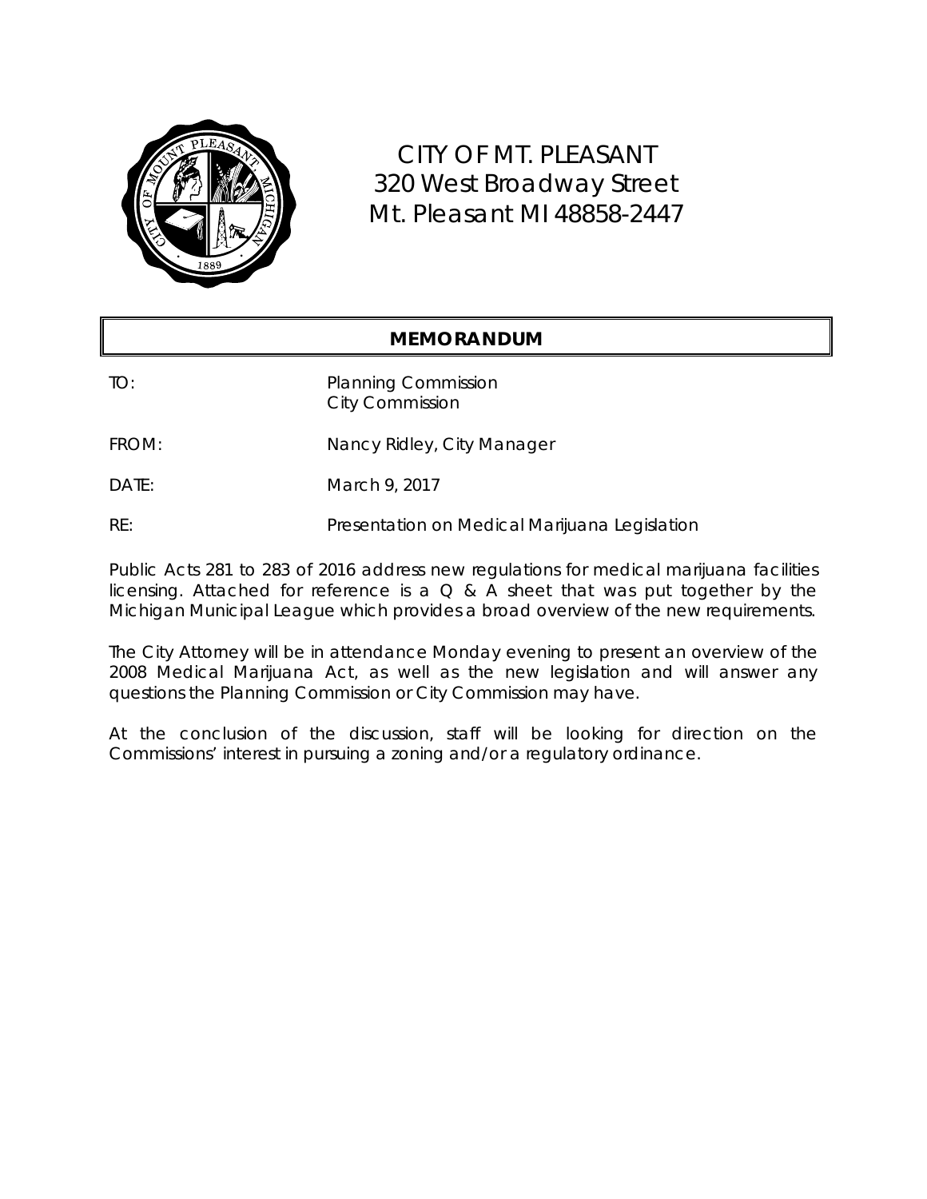# CITY OF MT. PLEASANT

320 West Broadway Street
Mt. Pleasant MI 48858-2447

## MEMORANDUM

TO: Planning Commission
City Commission

FROM: Nancy Ridley, City Manager

DATE: March 9, 2017

RE: Presentation on Medical Marijuana Legislation

Public Acts 281 to 283 of 2016 address new regulations for medical marijuana facilities licensing. Attached for reference is a Q & A sheet that was put together by the Michigan Municipal League which provides a broad overview of the new requirements.

The City Attorney will be in attendance Monday evening to present an overview of the 2008 Medical Marijuana Act, as well as the new legislation and will answer any questions the Planning Commission or City Commission may have.

At the conclusion of the discussion, staff will be looking for direction on the Commissions' interest in pursuing a zoning and/or a regulatory ordinance.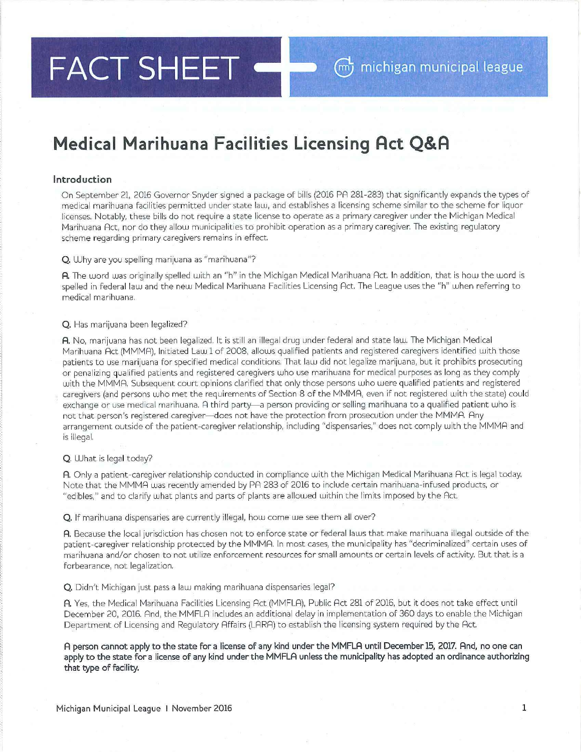# FACT SHEET

michigan municipal league

## Medical Marihuana Facilities Licensing Act Q&A

### Introduction

On September 21, 2016 Governor Snyder signed a package of bills (2016 PA 281-283) that significantly expands the types of medical marihuana facilities permitted under state law, and establishes a licensing scheme similar to the scheme for liquor licenses. Notably, these bills do not require a state license to operate as a primary caregiver under the Michigan Medical Marihuana Act, nor do they allow municipalities to prohibit operation as a primary caregiver. The existing regulatory scheme regarding primary caregivers remains in effect.

**Q.** Why are you spelling marijuana as "marihuana"?

**A.** The word was originally spelled with an "h" in the Michigan Medical Marihuana Act. In addition, that is how the word is spelled in federal law and the new Medical Marihuana Facilities Licensing Act. The League uses the "h" when referring to medical marihuana.

**Q.** Has marijuana been legalized?

**A.** No, marijuana has not been legalized. It is still an illegal drug under federal and state law. The Michigan Medical Marihuana Act (MMMA), Initiated Law 1 of 2008, allows qualified patients and registered caregivers identified with those patients to use marijuana for specified medical conditions. That law did not legalize marijuana, but it prohibits prosecuting or penalizing qualified patients and registered caregivers who use marihuana for medical purposes as long as they comply with the MMMA. Subsequent court opinions clarified that only those persons who were qualified patients and registered caregivers (and persons who met the requirements of Section 8 of the MMMA, even if not registered with the state) could exchange or use medical marihuana. A third party—a person providing or selling marihuana to a qualified patient who is not that person's registered caregiver—does not have the protection from prosecution under the MMMA. Any arrangement outside of the patient-caregiver relationship, including "dispensaries," does not comply with the MMMA and is illegal.

**Q.** What is legal today?

**A.** Only a patient-caregiver relationship conducted in compliance with the Michigan Medical Marihuana Act is legal today. Note that the MMMA was recently amended by PA 283 of 2016 to include certain marihuana-infused products, or "edibles," and to clarify what plants and parts of plants are allowed within the limits imposed by the Act.

**Q.** If marihuana dispensaries are currently illegal, how come we see them all over?

**A.** Because the local jurisdiction has chosen not to enforce state or federal laws that make marihuana illegal outside of the patient-caregiver relationship protected by the MMMA. In most cases, the municipality has "decriminalized" certain uses of marihuana and/or chosen to not utilize enforcement resources for small amounts or certain levels of activity. But that is a forbearance, not legalization.

**Q.** Didn't Michigan just pass a law making marihuana dispensaries legal?

**A.** Yes, the Medical Marihuana Facilities Licensing Act (MMFLA), Public Act 281 of 2016, but it does not take effect until December 20, 2016. And, the MMFLA includes an additional delay in implementation of 360 days to enable the Michigan Department of Licensing and Regulatory Affairs (LARA) to establish the licensing system required by the Act.

**A person cannot apply to the state for a license of any kind under the MMFLA until December 15, 2017. And, no one can apply to the state for a license of any kind under the MMFLA unless the municipality has adopted an ordinance authorizing that type of facility.**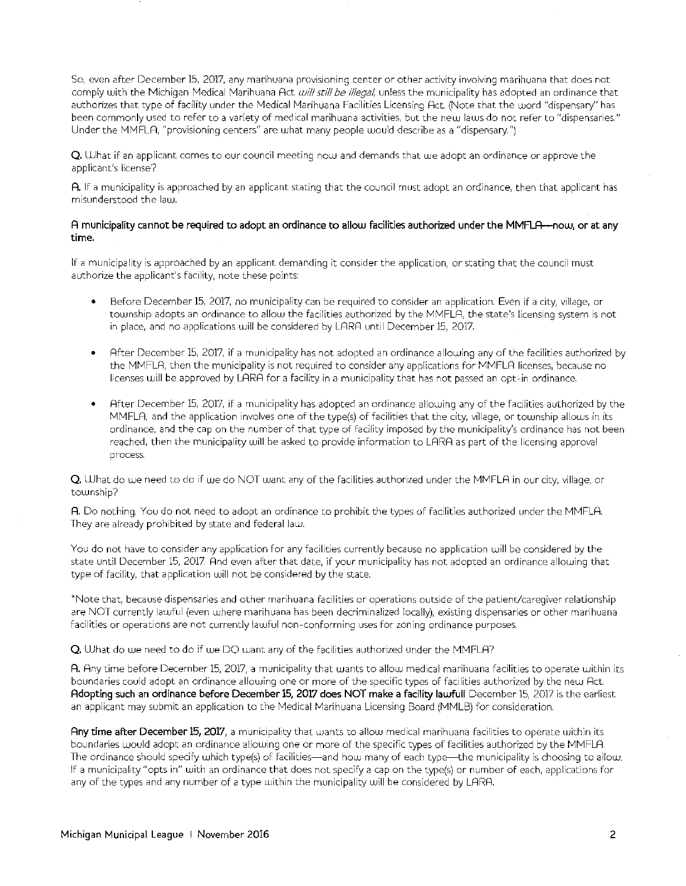So, even after December 15, 2017, any marihuana provisioning center or other activity involving marihuana that does not comply with the Michigan Medical Marihuana Act *will still be illegal*, unless the municipality has adopted an ordinance that authorizes that type of facility under the Medical Marihuana Facilities Licensing Act. (Note that the word "dispensary" has been commonly used to refer to a variety of medical marihuana activities, but the new laws do not refer to "dispensaries." Under the MMFLA, "provisioning centers" are what many people would describe as a "dispensary.")

**Q.** What if an applicant comes to our council meeting now and demands that we adopt an ordinance or approve the applicant's license?

**A.** If a municipality is approached by an applicant stating that the council must adopt an ordinance, then that applicant has misunderstood the law.

**A municipality cannot be required to adopt an ordinance to allow facilities authorized under the MMFLA—now, or at any time.**

If a municipality is approached by an applicant demanding it consider the application, or stating that the council must authorize the applicant's facility, note these points:

- Before December 15, 2017, no municipality can be required to consider an application. Even if a city, village, or township adopts an ordinance to allow the facilities authorized by the MMFLA, the state's licensing system is not in place, and no applications will be considered by LARA until December 15, 2017.
- After December 15, 2017, if a municipality has not adopted an ordinance allowing any of the facilities authorized by the MMFLA, then the municipality is not required to consider any applications for MMFLA licenses, because no licenses will be approved by LARA for a facility in a municipality that has not passed an opt-in ordinance.
- After December 15, 2017, if a municipality has adopted an ordinance allowing any of the facilities authorized by the MMFLA, and the application involves one of the type(s) of facilities that the city, village, or township allows in its ordinance, and the cap on the number of that type of facility imposed by the municipality's ordinance has not been reached, then the municipality will be asked to provide information to LARA as part of the licensing approval process.

**Q.** What do we need to do if we do NOT want any of the facilities authorized under the MMFLA in our city, village, or township?

**A.** Do nothing. You do not need to adopt an ordinance to prohibit the types of facilities authorized under the MMFLA. They are already prohibited by state and federal law.

You do not have to consider any application for any facilities currently because no application will be considered by the state until December 15, 2017. And even after that date, if your municipality has not adopted an ordinance allowing that type of facility, that application will not be considered by the state.

*Note that, because dispensaries and other marihuana facilities or operations outside of the patient/caregiver relationship are NOT currently lawful (even where marihuana has been decriminalized locally), existing dispensaries or other marihuana facilities or operations are not currently lawful non-conforming uses for zoning ordinance purposes.

**Q.** What do we need to do if we DO want any of the facilities authorized under the MMFLA?

**A.** Any time before December 15, 2017, a municipality that wants to allow medical marihuana facilities to operate within its boundaries could adopt an ordinance allowing one or more of the specific types of facilities authorized by the new Act. **Adopting such an ordinance before December 15, 2017 does NOT make a facility lawful!** December 15, 2017 is the earliest an applicant may submit an application to the Medical Marihuana Licensing Board (MMLB) for consideration.

**Any time after December 15, 2017**, a municipality that wants to allow medical marihuana facilities to operate within its boundaries would adopt an ordinance allowing one or more of the specific types of facilities authorized by the MMFLA. The ordinance should specify which type(s) of facilities—and how many of each type—the municipality is choosing to allow. If a municipality "opts in" with an ordinance that does not specify a cap on the type(s) or number of each, applications for any of the types and any number of a type within the municipality will be considered by LARA.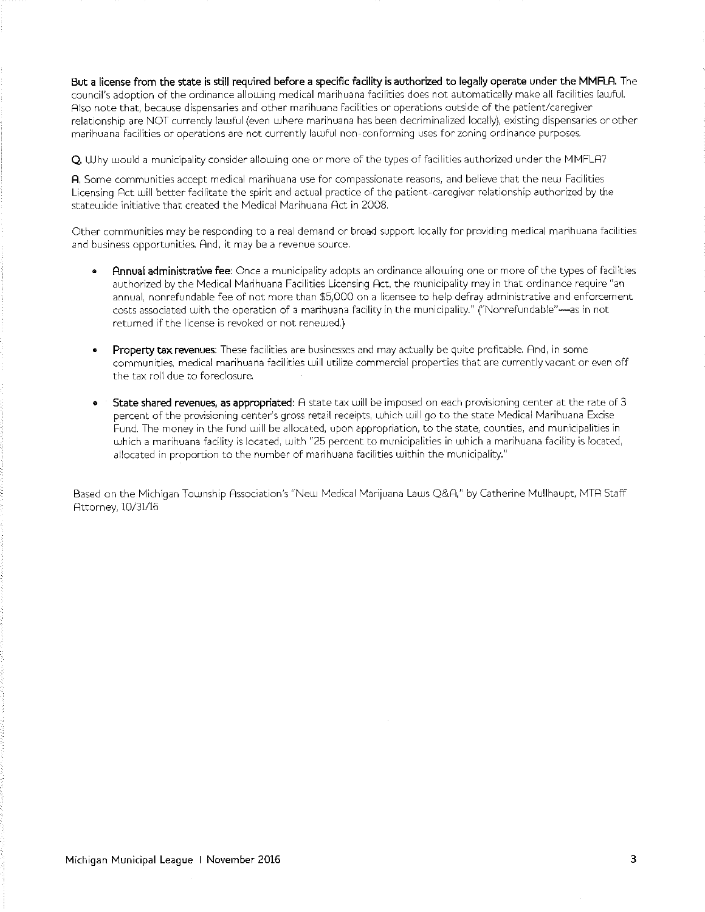**But a license from the state is still required before a specific facility is authorized to legally operate under the MMFLA.** The council's adoption of the ordinance allowing medical marihuana facilities does not automatically make all facilities lawful. Also note that, because dispensaries and other marihuana facilities or operations outside of the patient/caregiver relationship are NOT currently lawful (even where marihuana has been decriminalized locally), existing dispensaries or other marihuana facilities or operations are not currently lawful non-conforming uses for zoning ordinance purposes.

**Q.** Why would a municipality consider allowing one or more of the types of facilities authorized under the MMFLA?

**A.** Some communities accept medical marihuana use for compassionate reasons, and believe that the new Facilities Licensing Act will better facilitate the spirit and actual practice of the patient-caregiver relationship authorized by the statewide initiative that created the Medical Marihuana Act in 2008.

Other communities may be responding to a real demand or broad support locally for providing medical marihuana facilities and business opportunities. And, it may be a revenue source.

- **Annual administrative fee**: Once a municipality adopts an ordinance allowing one or more of the types of facilities authorized by the Medical Marihuana Facilities Licensing Act, the municipality may in that ordinance require "an annual, nonrefundable fee of not more than $5,000 on a licensee to help defray administrative and enforcement costs associated with the operation of a marihuana facility in the municipality." ("Nonrefundable"—as in not returned if the license is revoked or not renewed.)

- **Property tax revenues**: These facilities are businesses and may actually be quite profitable. And, in some communities, medical marihuana facilities will utilize commercial properties that are currently vacant or even off the tax roll due to foreclosure.

- **State shared revenues, as appropriated**: A state tax will be imposed on each provisioning center at the rate of 3 percent of the provisioning center's gross retail receipts, which will go to the state Medical Marihuana Excise Fund. The money in the fund will be allocated, upon appropriation, to the state, counties, and municipalities in which a marihuana facility is located, with "25 percent to municipalities in which a marihuana facility is located, allocated in proportion to the number of marihuana facilities within the municipality."

Based on the Michigan Township Association's "New Medical Marijuana Laws Q&A," by Catherine Mullhaupt, MTA Staff Attorney, 10/31/16